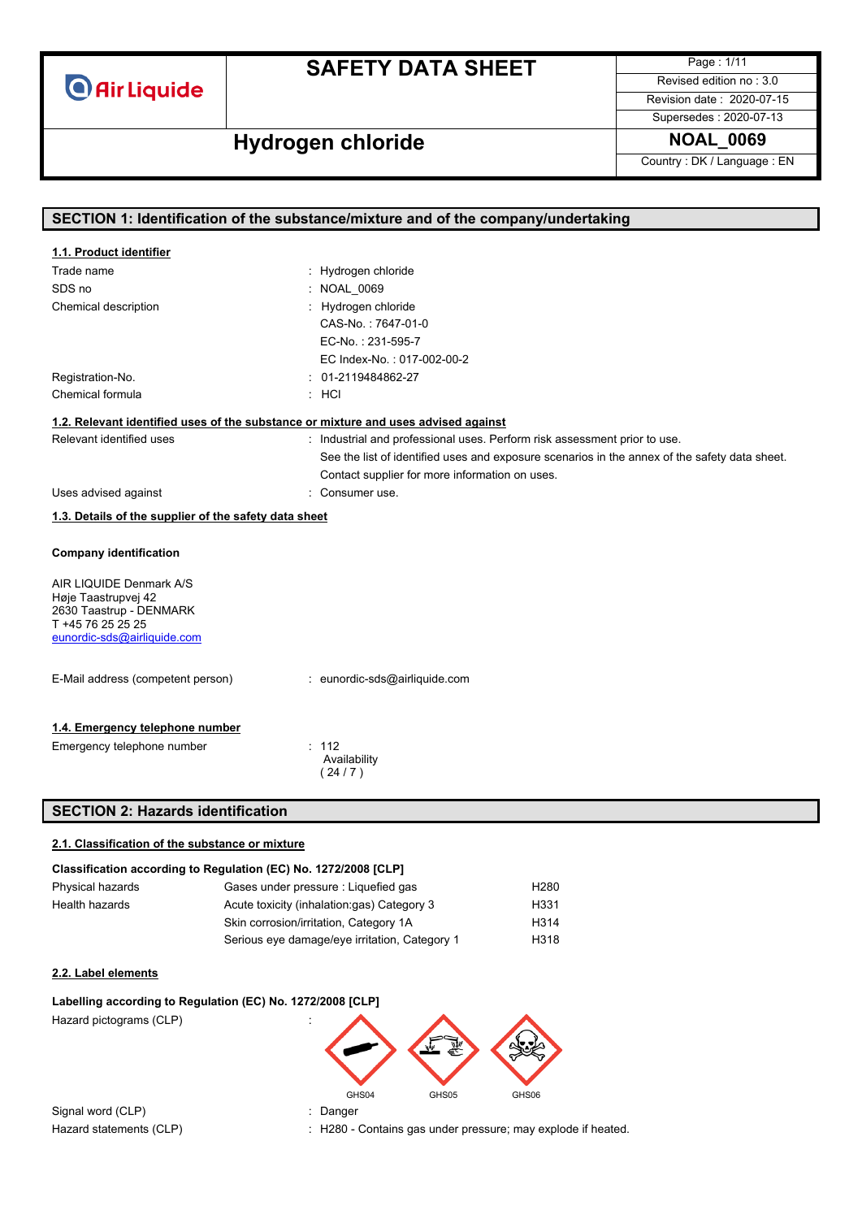# SAFETY DATA SHEET

## Hydrogen chloride

NOAL_0069

Revised edition no : 3.0
Revision date : 2020-07-15
Supersedes : 2020-07-13
Country : DK / Language : EN

## SECTION 1: Identification of the substance/mixture and of the company/undertaking

### 1.1. Product identifier

| | |
|---|---|
| Trade name | : Hydrogen chloride |
| SDS no | : NOAL_0069 |
| Chemical description | : Hydrogen chloride<br>CAS-No. : 7647-01-0<br>EC-No. : 231-595-7<br>EC Index-No. : 017-002-00-2 |
| Registration-No. | : 01-2119484862-27 |
| Chemical formula | : HCl |

### 1.2. Relevant identified uses of the substance or mixture and uses advised against

| | |
|---|---|
| Relevant identified uses | : Industrial and professional uses. Perform risk assessment prior to use.<br>See the list of identified uses and exposure scenarios in the annex of the safety data sheet.<br>Contact supplier for more information on uses. |
| Uses advised against | : Consumer use. |

### 1.3. Details of the supplier of the safety data sheet

**Company identification**

AIR LIQUIDE Denmark A/S
Høje Taastrupvej 42
2630 Taastrup - DENMARK
T +45 76 25 25 25
eunordic-sds@airliquide.com

| | |
|---|---|
| E-Mail address (competent person) | : eunordic-sds@airliquide.com |

### 1.4. Emergency telephone number

| | |
|---|---|
| Emergency telephone number | : 112<br>Availability<br>( 24 / 7 ) |

## SECTION 2: Hazards identification

### 2.1. Classification of the substance or mixture

**Classification according to Regulation (EC) No. 1272/2008 [CLP]**

| | | |
|---|---|---|
| Physical hazards | Gases under pressure : Liquefied gas | H280 |
| Health hazards | Acute toxicity (inhalation:gas) Category 3 | H331 |
| | Skin corrosion/irritation, Category 1A | H314 |
| | Serious eye damage/eye irritation, Category 1 | H318 |

### 2.2. Label elements

**Labelling according to Regulation (EC) No. 1272/2008 [CLP]**

| | |
|---|---|
| Hazard pictograms (CLP) | : GHS04 GHS05 GHS06 |
| Signal word (CLP) | : Danger |
| Hazard statements (CLP) | : H280 - Contains gas under pressure; may explode if heated. |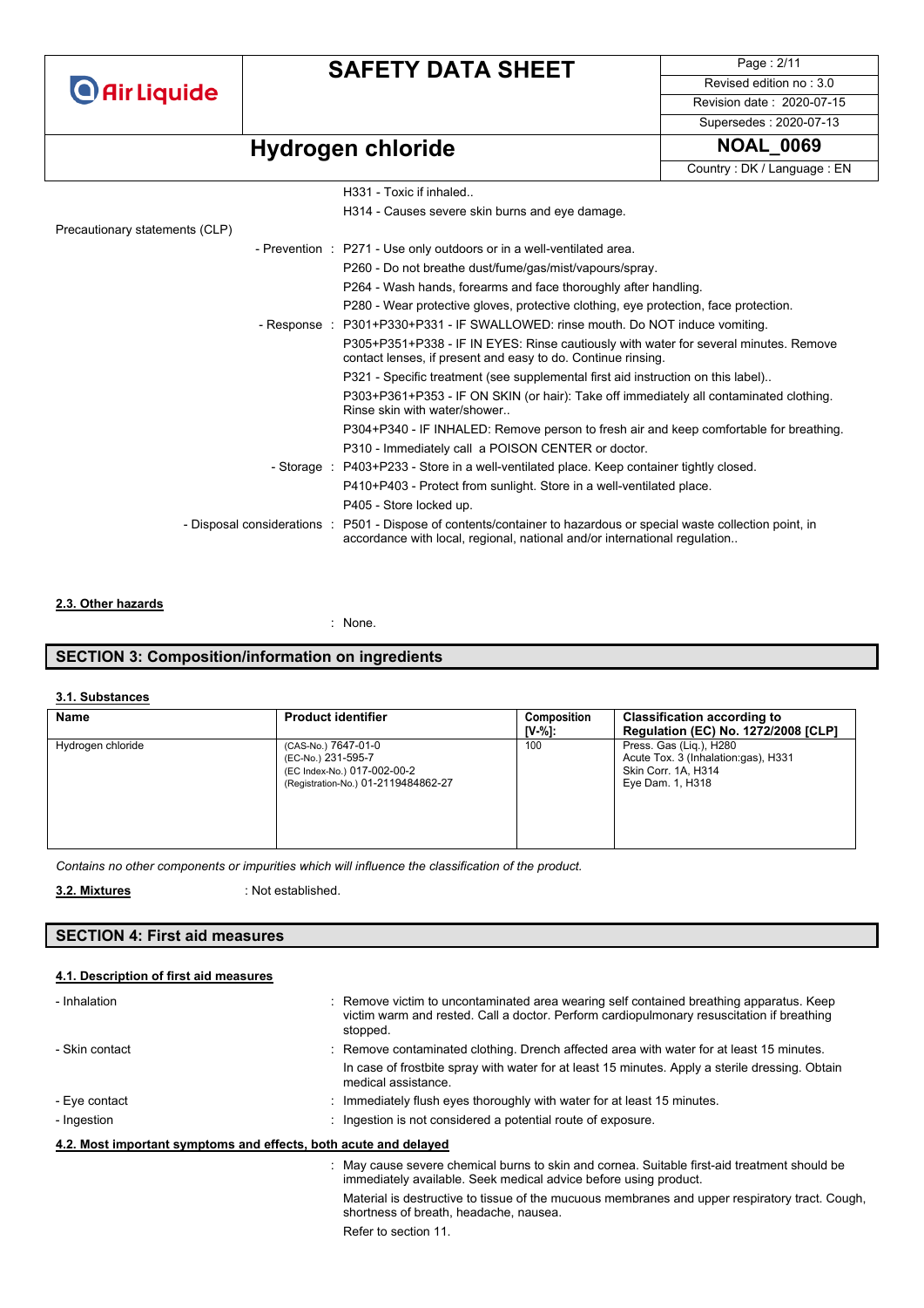H331 - Toxic if inhaled..

H314 - Causes severe skin burns and eye damage.

Precautionary statements (CLP)

- Prevention : P271 - Use only outdoors or in a well-ventilated area.
  - P260 - Do not breathe dust/fume/gas/mist/vapours/spray.
  - P264 - Wash hands, forearms and face thoroughly after handling.
  - P280 - Wear protective gloves, protective clothing, eye protection, face protection.
- Response : P301+P330+P331 - IF SWALLOWED: rinse mouth. Do NOT induce vomiting.
  - P305+P351+P338 - IF IN EYES: Rinse cautiously with water for several minutes. Remove contact lenses, if present and easy to do. Continue rinsing.
  - P321 - Specific treatment (see supplemental first aid instruction on this label)..
  - P303+P361+P353 - IF ON SKIN (or hair): Take off immediately all contaminated clothing. Rinse skin with water/shower..
  - P304+P340 - IF INHALED: Remove person to fresh air and keep comfortable for breathing.
  - P310 - Immediately call a POISON CENTER or doctor.
- Storage : P403+P233 - Store in a well-ventilated place. Keep container tightly closed.
  - P410+P403 - Protect from sunlight. Store in a well-ventilated place.
  - P405 - Store locked up.
- Disposal considerations : P501 - Dispose of contents/container to hazardous or special waste collection point, in accordance with local, regional, national and/or international regulation..

### 2.3. Other hazards

: None.

## SECTION 3: Composition/information on ingredients

### 3.1. Substances

| Name | Product identifier | Composition [V-%]: | Classification according to Regulation (EC) No. 1272/2008 [CLP] |
|---|---|---|---|
| Hydrogen chloride | (CAS-No.) 7647-01-0<br>(EC-No.) 231-595-7<br>(EC Index-No.) 017-002-00-2<br>(Registration-No.) 01-2119484862-27 | 100 | Press. Gas (Liq.), H280<br>Acute Tox. 3 (Inhalation:gas), H331<br>Skin Corr. 1A, H314<br>Eye Dam. 1, H318 |

*Contains no other components or impurities which will influence the classification of the product.*

**3.2. Mixtures** : Not established.

## SECTION 4: First aid measures

### 4.1. Description of first aid measures

- Inhalation : Remove victim to uncontaminated area wearing self contained breathing apparatus. Keep victim warm and rested. Call a doctor. Perform cardiopulmonary resuscitation if breathing stopped.
- Skin contact : Remove contaminated clothing. Drench affected area with water for at least 15 minutes.
  In case of frostbite spray with water for at least 15 minutes. Apply a sterile dressing. Obtain medical assistance.
- Eye contact : Immediately flush eyes thoroughly with water for at least 15 minutes.
- Ingestion : Ingestion is not considered a potential route of exposure.

### 4.2. Most important symptoms and effects, both acute and delayed

: May cause severe chemical burns to skin and cornea. Suitable first-aid treatment should be immediately available. Seek medical advice before using product.

Material is destructive to tissue of the mucuous membranes and upper respiratory tract. Cough, shortness of breath, headache, nausea.

Refer to section 11.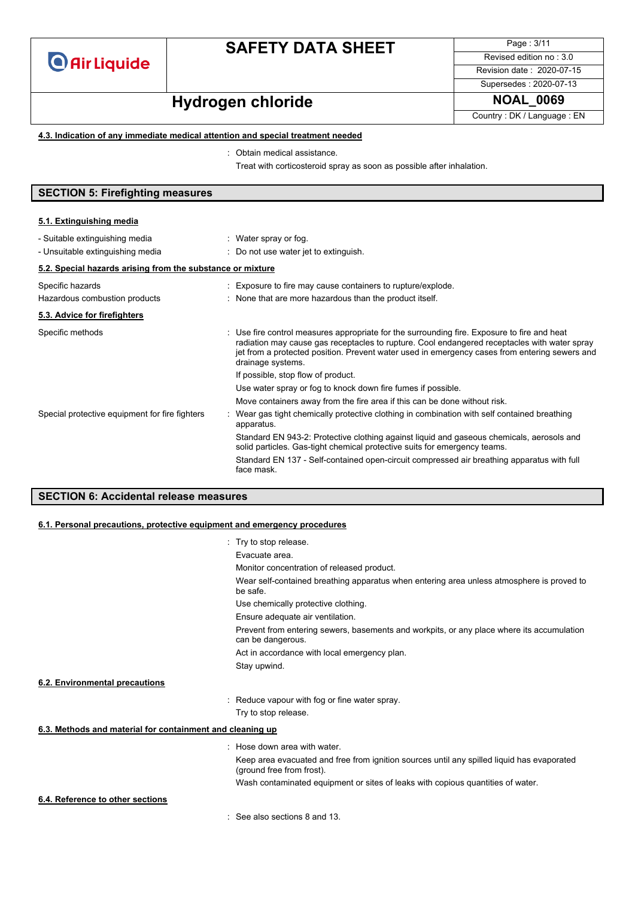### 4.3. Indication of any immediate medical attention and special treatment needed

: Obtain medical assistance.

Treat with corticosteroid spray as soon as possible after inhalation.

## SECTION 5: Firefighting measures

### 5.1. Extinguishing media

- Suitable extinguishing media : Water spray or fog.
- Unsuitable extinguishing media : Do not use water jet to extinguish.

### 5.2. Special hazards arising from the substance or mixture

Specific hazards : Exposure to fire may cause containers to rupture/explode.

Hazardous combustion products : None that are more hazardous than the product itself.

### 5.3. Advice for firefighters

Specific methods : Use fire control measures appropriate for the surrounding fire. Exposure to fire and heat radiation may cause gas receptacles to rupture. Cool endangered receptacles with water spray jet from a protected position. Prevent water used in emergency cases from entering sewers and drainage systems.

If possible, stop flow of product.

Use water spray or fog to knock down fire fumes if possible.

Move containers away from the fire area if this can be done without risk.

Special protective equipment for fire fighters : Wear gas tight chemically protective clothing in combination with self contained breathing apparatus.

Standard EN 943-2: Protective clothing against liquid and gaseous chemicals, aerosols and solid particles. Gas-tight chemical protective suits for emergency teams.

Standard EN 137 - Self-contained open-circuit compressed air breathing apparatus with full face mask.

## SECTION 6: Accidental release measures

### 6.1. Personal precautions, protective equipment and emergency procedures

: Try to stop release.

Evacuate area.

Monitor concentration of released product.

Wear self-contained breathing apparatus when entering area unless atmosphere is proved to be safe.

Use chemically protective clothing.

Ensure adequate air ventilation.

Prevent from entering sewers, basements and workpits, or any place where its accumulation can be dangerous.

Act in accordance with local emergency plan.

Stay upwind.

### 6.2. Environmental precautions

: Reduce vapour with fog or fine water spray.

Try to stop release.

### 6.3. Methods and material for containment and cleaning up

: Hose down area with water.

Keep area evacuated and free from ignition sources until any spilled liquid has evaporated (ground free from frost).

Wash contaminated equipment or sites of leaks with copious quantities of water.

### 6.4. Reference to other sections

: See also sections 8 and 13.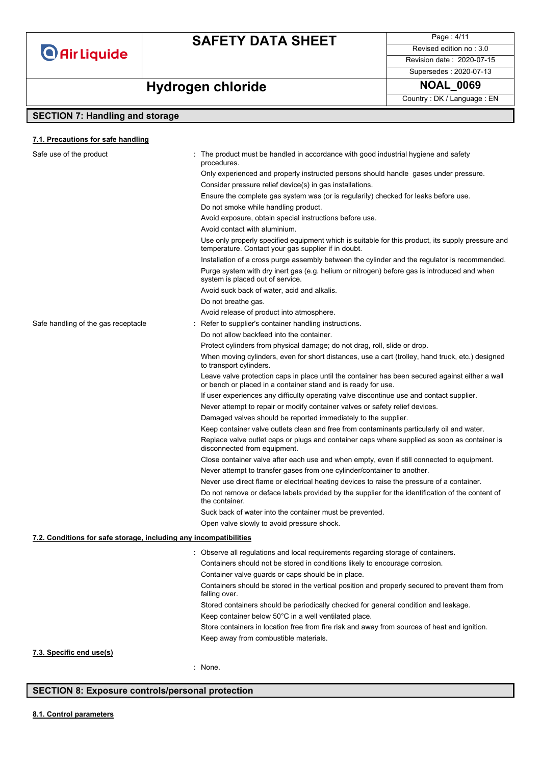## SECTION 7: Handling and storage

### 7.1. Precautions for safe handling

**Safe use of the product** :

The product must be handled in accordance with good industrial hygiene and safety procedures.

Only experienced and properly instructed persons should handle gases under pressure.

Consider pressure relief device(s) in gas installations.

Ensure the complete gas system was (or is regularily) checked for leaks before use.

Do not smoke while handling product.

Avoid exposure, obtain special instructions before use.

Avoid contact with aluminium.

Use only properly specified equipment which is suitable for this product, its supply pressure and temperature. Contact your gas supplier if in doubt.

Installation of a cross purge assembly between the cylinder and the regulator is recommended.

Purge system with dry inert gas (e.g. helium or nitrogen) before gas is introduced and when system is placed out of service.

Avoid suck back of water, acid and alkalis.

Do not breathe gas.

Avoid release of product into atmosphere.

**Safe handling of the gas receptacle** :

Refer to supplier's container handling instructions.

Do not allow backfeed into the container.

Protect cylinders from physical damage; do not drag, roll, slide or drop.

When moving cylinders, even for short distances, use a cart (trolley, hand truck, etc.) designed to transport cylinders.

Leave valve protection caps in place until the container has been secured against either a wall or bench or placed in a container stand and is ready for use.

If user experiences any difficulty operating valve discontinue use and contact supplier.

Never attempt to repair or modify container valves or safety relief devices.

Damaged valves should be reported immediately to the supplier.

Keep container valve outlets clean and free from contaminants particularly oil and water.

Replace valve outlet caps or plugs and container caps where supplied as soon as container is disconnected from equipment.

Close container valve after each use and when empty, even if still connected to equipment.

Never attempt to transfer gases from one cylinder/container to another.

Never use direct flame or electrical heating devices to raise the pressure of a container.

Do not remove or deface labels provided by the supplier for the identification of the content of the container.

Suck back of water into the container must be prevented.

Open valve slowly to avoid pressure shock.

### 7.2. Conditions for safe storage, including any incompatibilities

: Observe all regulations and local requirements regarding storage of containers.

Containers should not be stored in conditions likely to encourage corrosion.

Container valve guards or caps should be in place.

Containers should be stored in the vertical position and properly secured to prevent them from falling over.

Stored containers should be periodically checked for general condition and leakage.

Keep container below 50°C in a well ventilated place.

Store containers in location free from fire risk and away from sources of heat and ignition.

Keep away from combustible materials.

### 7.3. Specific end use(s)

: None.

## SECTION 8: Exposure controls/personal protection

### 8.1. Control parameters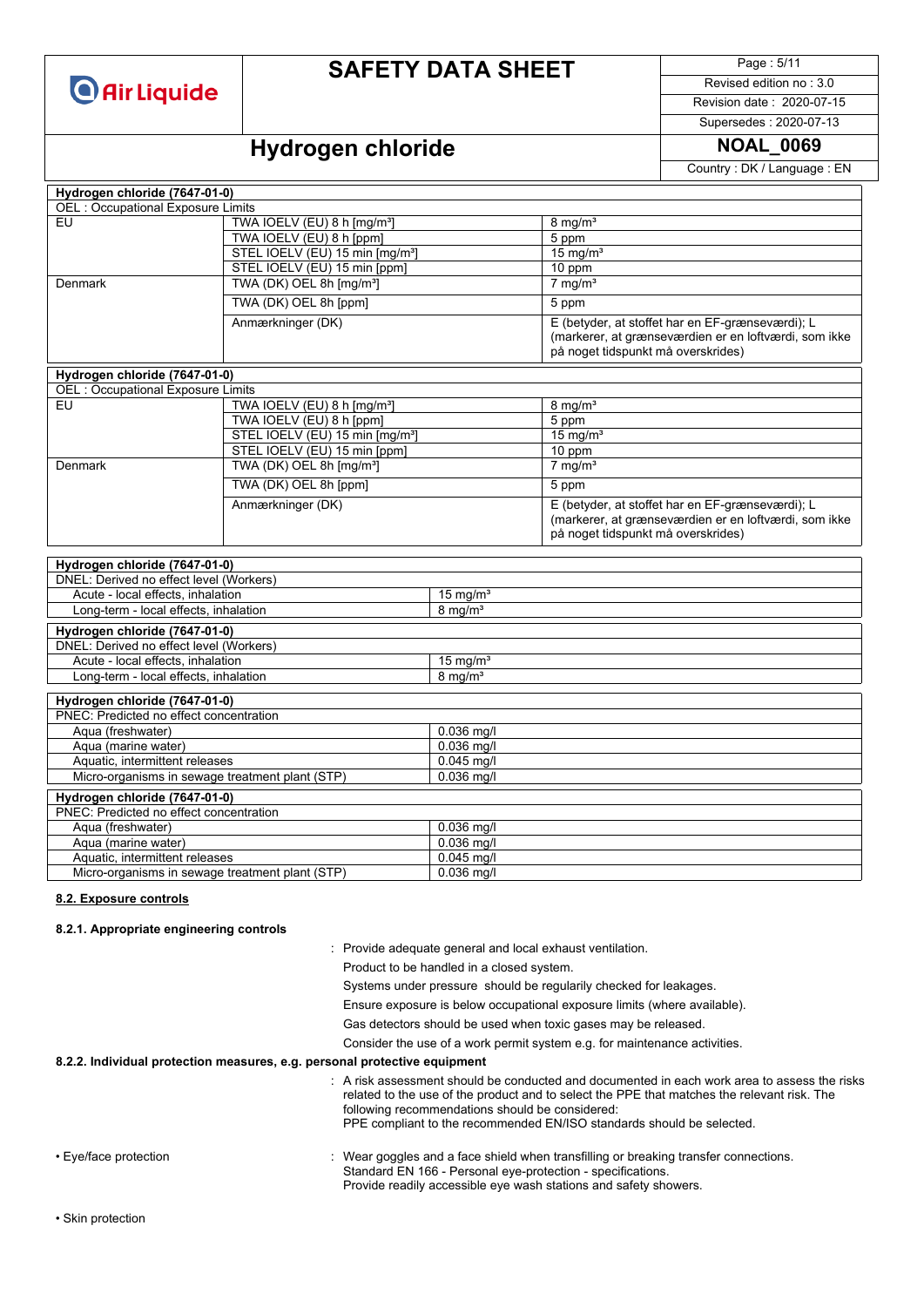| Hydrogen chloride (7647-01-0) | | |
|---|---|---|
| OEL : Occupational Exposure Limits | | |
| EU | TWA IOELV (EU) 8 h [mg/m³] | 8 mg/m³ |
| | TWA IOELV (EU) 8 h [ppm] | 5 ppm |
| | STEL IOELV (EU) 15 min [mg/m³] | 15 mg/m³ |
| | STEL IOELV (EU) 15 min [ppm] | 10 ppm |
| Denmark | TWA (DK) OEL 8h [mg/m³] | 7 mg/m³ |
| | TWA (DK) OEL 8h [ppm] | 5 ppm |
| | Anmærkninger (DK) | E (betyder, at stoffet har en EF-grænseværdi); L (markerer, at grænseværdien er en loftværdi, som ikke på noget tidspunkt må overskrides) |

| Hydrogen chloride (7647-01-0) | | |
|---|---|---|
| OEL : Occupational Exposure Limits | | |
| EU | TWA IOELV (EU) 8 h [mg/m³] | 8 mg/m³ |
| | TWA IOELV (EU) 8 h [ppm] | 5 ppm |
| | STEL IOELV (EU) 15 min [mg/m³] | 15 mg/m³ |
| | STEL IOELV (EU) 15 min [ppm] | 10 ppm |
| Denmark | TWA (DK) OEL 8h [mg/m³] | 7 mg/m³ |
| | TWA (DK) OEL 8h [ppm] | 5 ppm |
| | Anmærkninger (DK) | E (betyder, at stoffet har en EF-grænseværdi); L (markerer, at grænseværdien er en loftværdi, som ikke på noget tidspunkt må overskrides) |

| Hydrogen chloride (7647-01-0) | |
|---|---|
| DNEL: Derived no effect level (Workers) | |
| Acute - local effects, inhalation | 15 mg/m³ |
| Long-term - local effects, inhalation | 8 mg/m³ |

| Hydrogen chloride (7647-01-0) | |
|---|---|
| DNEL: Derived no effect level (Workers) | |
| Acute - local effects, inhalation | 15 mg/m³ |
| Long-term - local effects, inhalation | 8 mg/m³ |

| Hydrogen chloride (7647-01-0) | |
|---|---|
| PNEC: Predicted no effect concentration | |
| Aqua (freshwater) | 0.036 mg/l |
| Aqua (marine water) | 0.036 mg/l |
| Aquatic, intermittent releases | 0.045 mg/l |
| Micro-organisms in sewage treatment plant (STP) | 0.036 mg/l |

| Hydrogen chloride (7647-01-0) | |
|---|---|
| PNEC: Predicted no effect concentration | |
| Aqua (freshwater) | 0.036 mg/l |
| Aqua (marine water) | 0.036 mg/l |
| Aquatic, intermittent releases | 0.045 mg/l |
| Micro-organisms in sewage treatment plant (STP) | 0.036 mg/l |

## 8.2. Exposure controls

### 8.2.1. Appropriate engineering controls

: Provide adequate general and local exhaust ventilation.

Product to be handled in a closed system.

Systems under pressure should be regularly checked for leakages.

Ensure exposure is below occupational exposure limits (where available).

Gas detectors should be used when toxic gases may be released.

Consider the use of a work permit system e.g. for maintenance activities.

### 8.2.2. Individual protection measures, e.g. personal protective equipment

: A risk assessment should be conducted and documented in each work area to assess the risks related to the use of the product and to select the PPE that matches the relevant risk. The following recommendations should be considered:
PPE compliant to the recommended EN/ISO standards should be selected.

• Eye/face protection : Wear goggles and a face shield when transfilling or breaking transfer connections.
Standard EN 166 - Personal eye-protection - specifications.
Provide readily accessible eye wash stations and safety showers.

• Skin protection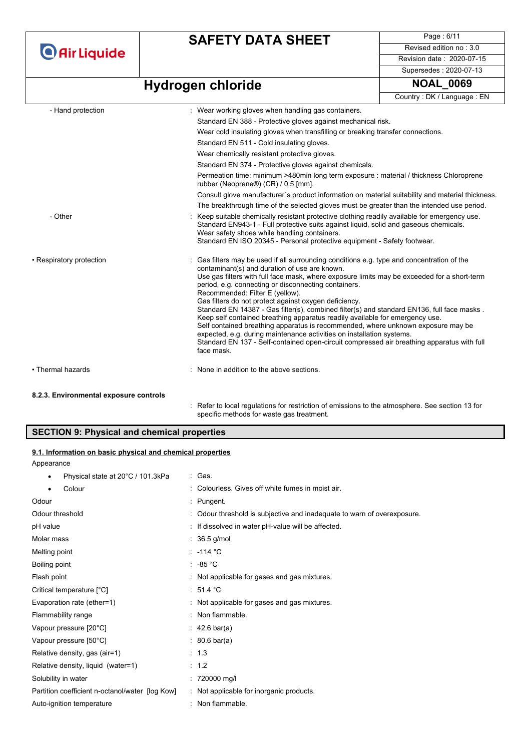| | |
|---|---|
| - Hand protection | : Wear working gloves when handling gas containers. |
| | Standard EN 388 - Protective gloves against mechanical risk. |
| | Wear cold insulating gloves when transfilling or breaking transfer connections. |
| | Standard EN 511 - Cold insulating gloves. |
| | Wear chemically resistant protective gloves. |
| | Standard EN 374 - Protective gloves against chemicals. |
| | Permeation time: minimum >480min long term exposure : material / thickness Chloroprene rubber (Neoprene®) (CR) / 0.5 [mm]. |
| | Consult glove manufacturer´s product information on material suitability and material thickness. |
| | The breakthrough time of the selected gloves must be greater than the intended use period. |
| - Other | : Keep suitable chemically resistant protective clothing readily available for emergency use. Standard EN943-1 - Full protective suits against liquid, solid and gaseous chemicals. Wear safety shoes while handling containers. Standard EN ISO 20345 - Personal protective equipment - Safety footwear. |
| • Respiratory protection | : Gas filters may be used if all surrounding conditions e.g. type and concentration of the contaminant(s) and duration of use are known. Use gas filters with full face mask, where exposure limits may be exceeded for a short-term period, e.g. connecting or disconnecting containers. Recommended: Filter E (yellow). Gas filters do not protect against oxygen deficiency. Standard EN 14387 - Gas filter(s), combined filter(s) and standard EN136, full face masks . Keep self contained breathing apparatus readily available for emergency use. Self contained breathing apparatus is recommended, where unknown exposure may be expected, e.g. during maintenance activities on installation systems. Standard EN 137 - Self-contained open-circuit compressed air breathing apparatus with full face mask. |
| • Thermal hazards | : None in addition to the above sections. |

**8.2.3. Environmental exposure controls**

: Refer to local regulations for restriction of emissions to the atmosphere. See section 13 for specific methods for waste gas treatment.

## SECTION 9: Physical and chemical properties

**9.1. Information on basic physical and chemical properties**

Appearance

| | |
|---|---|
| • Physical state at 20°C / 101.3kPa | : Gas. |
| • Colour | : Colourless. Gives off white fumes in moist air. |
| Odour | : Pungent. |
| Odour threshold | : Odour threshold is subjective and inadequate to warn of overexposure. |
| pH value | : If dissolved in water pH-value will be affected. |
| Molar mass | : 36.5 g/mol |
| Melting point | : -114 °C |
| Boiling point | : -85 °C |
| Flash point | : Not applicable for gases and gas mixtures. |
| Critical temperature [°C] | : 51.4 °C |
| Evaporation rate (ether=1) | : Not applicable for gases and gas mixtures. |
| Flammability range | : Non flammable. |
| Vapour pressure [20°C] | : 42.6 bar(a) |
| Vapour pressure [50°C] | : 80.6 bar(a) |
| Relative density, gas (air=1) | : 1.3 |
| Relative density, liquid (water=1) | : 1.2 |
| Solubility in water | : 720000 mg/l |
| Partition coefficient n-octanol/water [log Kow] | : Not applicable for inorganic products. |
| Auto-ignition temperature | : Non flammable. |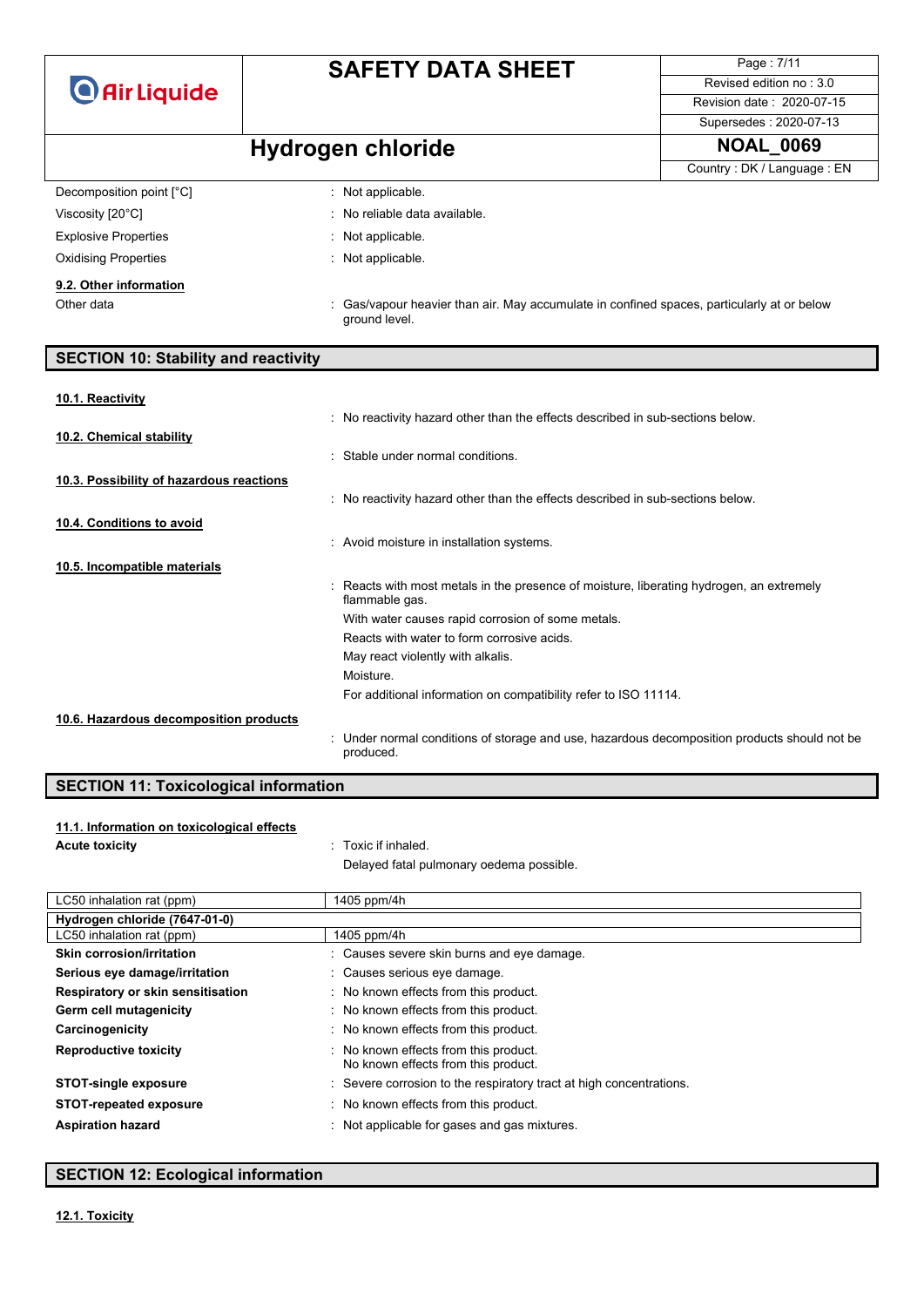| | |
|---|---|
| Decomposition point [°C] | : Not applicable. |
| Viscosity [20°C] | : No reliable data available. |
| Explosive Properties | : Not applicable. |
| Oxidising Properties | : Not applicable. |

**9.2. Other information**

| | |
|---|---|
| Other data | : Gas/vapour heavier than air. May accumulate in confined spaces, particularly at or below ground level. |

## SECTION 10: Stability and reactivity

**10.1. Reactivity**

: No reactivity hazard other than the effects described in sub-sections below.

**10.2. Chemical stability**

: Stable under normal conditions.

**10.3. Possibility of hazardous reactions**

: No reactivity hazard other than the effects described in sub-sections below.

**10.4. Conditions to avoid**

: Avoid moisture in installation systems.

**10.5. Incompatible materials**

: Reacts with most metals in the presence of moisture, liberating hydrogen, an extremely flammable gas.
With water causes rapid corrosion of some metals.
Reacts with water to form corrosive acids.
May react violently with alkalis.
Moisture.
For additional information on compatibility refer to ISO 11114.

**10.6. Hazardous decomposition products**

: Under normal conditions of storage and use, hazardous decomposition products should not be produced.

## SECTION 11: Toxicological information

**11.1. Information on toxicological effects**

**Acute toxicity** : Toxic if inhaled.
Delayed fatal pulmonary oedema possible.

| LC50 inhalation rat (ppm) | 1405 ppm/4h |
|---|---|
| **Hydrogen chloride (7647-01-0)** | |
| LC50 inhalation rat (ppm) | 1405 ppm/4h |

| | |
|---|---|
| **Skin corrosion/irritation** | : Causes severe skin burns and eye damage. |
| **Serious eye damage/irritation** | : Causes serious eye damage. |
| **Respiratory or skin sensitisation** | : No known effects from this product. |
| **Germ cell mutagenicity** | : No known effects from this product. |
| **Carcinogenicity** | : No known effects from this product. |
| **Reproductive toxicity** | : No known effects from this product. No known effects from this product. |
| **STOT-single exposure** | : Severe corrosion to the respiratory tract at high concentrations. |
| **STOT-repeated exposure** | : No known effects from this product. |
| **Aspiration hazard** | : Not applicable for gases and gas mixtures. |

## SECTION 12: Ecological information

**12.1. Toxicity**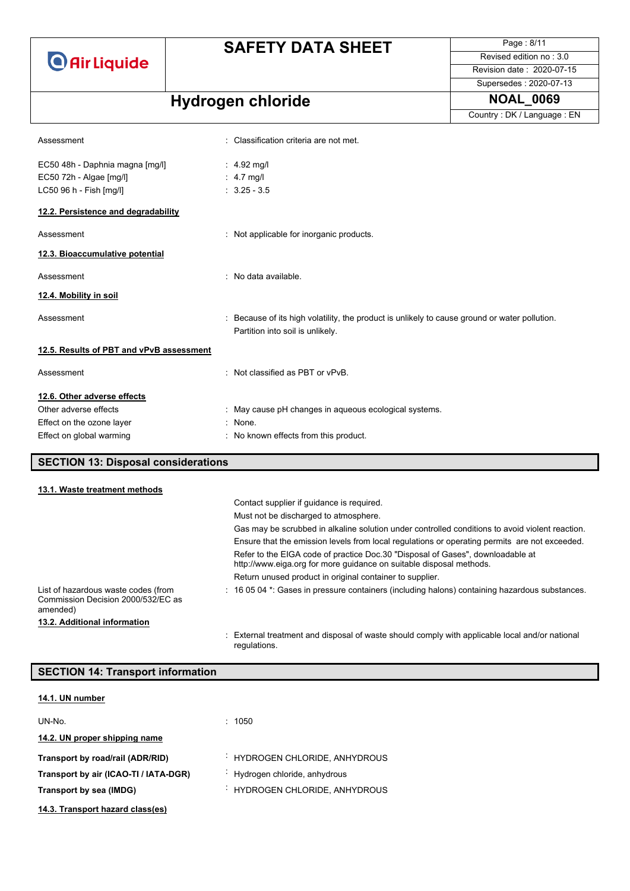Assessment : Classification criteria are not met.

| | |
|---|---|
| EC50 48h - Daphnia magna [mg/l] | : 4.92 mg/l |
| EC50 72h - Algae [mg/l] | : 4.7 mg/l |
| LC50 96 h - Fish [mg/l] | : 3.25 - 3.5 |

**12.2. Persistence and degradability**

Assessment : Not applicable for inorganic products.

**12.3. Bioaccumulative potential**

Assessment : No data available.

**12.4. Mobility in soil**

Assessment : Because of its high volatility, the product is unlikely to cause ground or water pollution. Partition into soil is unlikely.

**12.5. Results of PBT and vPvB assessment**

Assessment : Not classified as PBT or vPvB.

**12.6. Other adverse effects**

| | |
|---|---|
| Other adverse effects | : May cause pH changes in aqueous ecological systems. |
| Effect on the ozone layer | : None. |
| Effect on global warming | : No known effects from this product. |

## SECTION 13: Disposal considerations

**13.1. Waste treatment methods**

Contact supplier if guidance is required.
Must not be discharged to atmosphere.
Gas may be scrubbed in alkaline solution under controlled conditions to avoid violent reaction.
Ensure that the emission levels from local regulations or operating permits are not exceeded.
Refer to the EIGA code of practice Doc.30 "Disposal of Gases", downloadable at http://www.eiga.org for more guidance on suitable disposal methods.
Return unused product in original container to supplier.

List of hazardous waste codes (from Commission Decision 2000/532/EC as amended) : 16 05 04 *: Gases in pressure containers (including halons) containing hazardous substances.

**13.2. Additional information**

: External treatment and disposal of waste should comply with applicable local and/or national regulations.

## SECTION 14: Transport information

**14.1. UN number**

UN-No. : 1050

**14.2. UN proper shipping name**

| | |
|---|---|
| **Transport by road/rail (ADR/RID)** | : HYDROGEN CHLORIDE, ANHYDROUS |
| **Transport by air (ICAO-TI / IATA-DGR)** | : Hydrogen chloride, anhydrous |
| **Transport by sea (IMDG)** | : HYDROGEN CHLORIDE, ANHYDROUS |

**14.3. Transport hazard class(es)**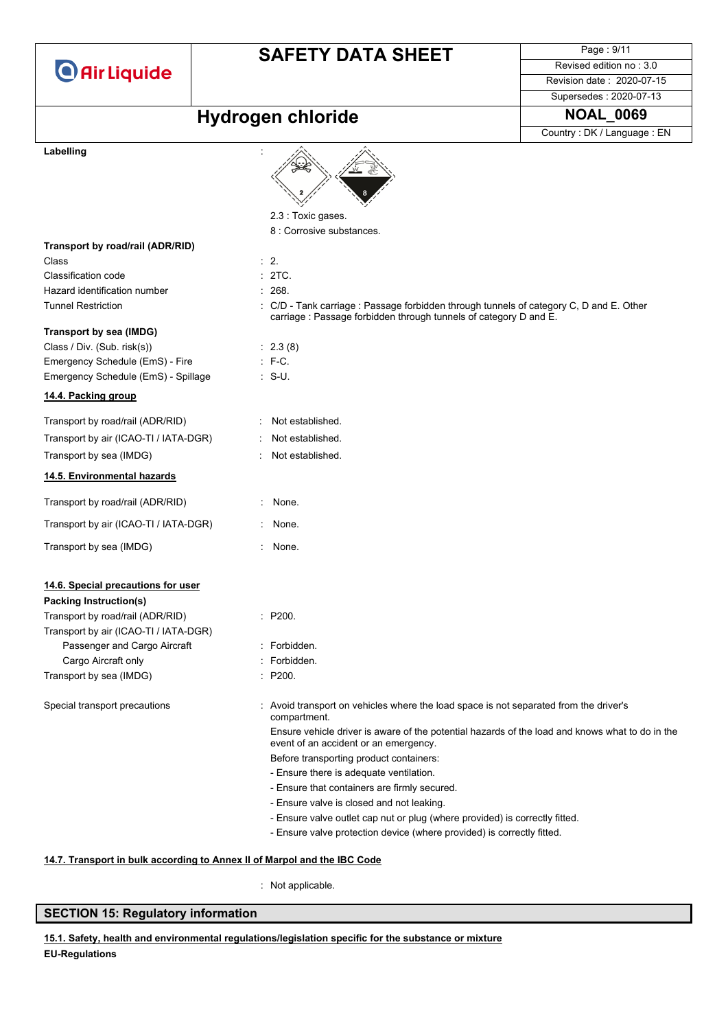**Labelling** :

2.3 : Toxic gases.

8 : Corrosive substances.

**Transport by road/rail (ADR/RID)**

| | |
|---|---|
| Class | : 2. |
| Classification code | : 2TC. |
| Hazard identification number | : 268. |
| Tunnel Restriction | : C/D - Tank carriage : Passage forbidden through tunnels of category C, D and E. Other carriage : Passage forbidden through tunnels of category D and E. |

**Transport by sea (IMDG)**

| | |
|---|---|
| Class / Div. (Sub. risk(s)) | : 2.3 (8) |
| Emergency Schedule (EmS) - Fire | : F-C. |
| Emergency Schedule (EmS) - Spillage | : S-U. |

### 14.4. Packing group

| | |
|---|---|
| Transport by road/rail (ADR/RID) | : Not established. |
| Transport by air (ICAO-TI / IATA-DGR) | : Not established. |
| Transport by sea (IMDG) | : Not established. |

### 14.5. Environmental hazards

| | |
|---|---|
| Transport by road/rail (ADR/RID) | : None. |
| Transport by air (ICAO-TI / IATA-DGR) | : None. |
| Transport by sea (IMDG) | : None. |

### 14.6. Special precautions for user

**Packing Instruction(s)**

| | |
|---|---|
| Transport by road/rail (ADR/RID) | : P200. |
| Transport by air (ICAO-TI / IATA-DGR) | |
| Passenger and Cargo Aircraft | : Forbidden. |
| Cargo Aircraft only | : Forbidden. |
| Transport by sea (IMDG) | : P200. |

Special transport precautions : Avoid transport on vehicles where the load space is not separated from the driver's compartment.

Ensure vehicle driver is aware of the potential hazards of the load and knows what to do in the event of an accident or an emergency.

Before transporting product containers:

- Ensure there is adequate ventilation.
- Ensure that containers are firmly secured.
- Ensure valve is closed and not leaking.
- Ensure valve outlet cap nut or plug (where provided) is correctly fitted.
- Ensure valve protection device (where provided) is correctly fitted.

### 14.7. Transport in bulk according to Annex II of Marpol and the IBC Code

: Not applicable.

## SECTION 15: Regulatory information

### 15.1. Safety, health and environmental regulations/legislation specific for the substance or mixture

**EU-Regulations**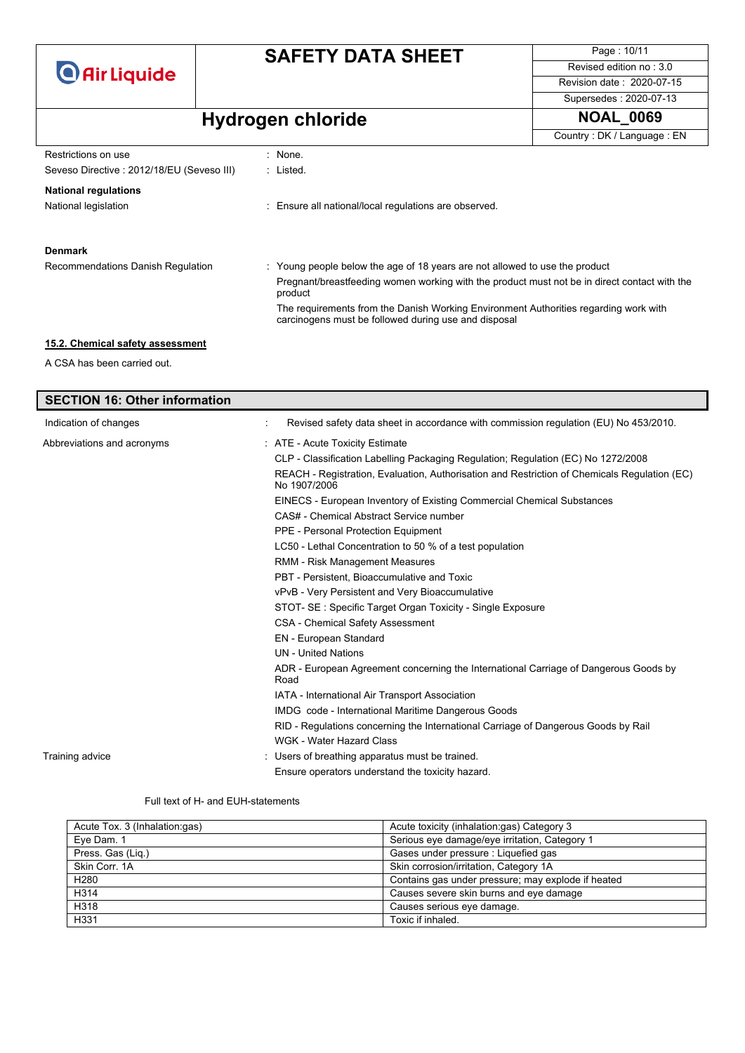| | |
|---|---|
| Restrictions on use | : None. |
| Seveso Directive : 2012/18/EU (Seveso III) | : Listed. |

**National regulations**

| | |
|---|---|
| National legislation | : Ensure all national/local regulations are observed. |

**Denmark**

| | |
|---|---|
| Recommendations Danish Regulation | : Young people below the age of 18 years are not allowed to use the product<br>Pregnant/breastfeeding women working with the product must not be in direct contact with the product<br>The requirements from the Danish Working Environment Authorities regarding work with carcinogens must be followed during use and disposal |

### 15.2. Chemical safety assessment

A CSA has been carried out.

## SECTION 16: Other information

| | |
|---|---|
| Indication of changes | : Revised safety data sheet in accordance with commission regulation (EU) No 453/2010. |
| Abbreviations and acronyms | : ATE - Acute Toxicity Estimate<br>CLP - Classification Labelling Packaging Regulation; Regulation (EC) No 1272/2008<br>REACH - Registration, Evaluation, Authorisation and Restriction of Chemicals Regulation (EC) No 1907/2006<br>EINECS - European Inventory of Existing Commercial Chemical Substances<br>CAS# - Chemical Abstract Service number<br>PPE - Personal Protection Equipment<br>LC50 - Lethal Concentration to 50 % of a test population<br>RMM - Risk Management Measures<br>PBT - Persistent, Bioaccumulative and Toxic<br>vPvB - Very Persistent and Very Bioaccumulative<br>STOT- SE : Specific Target Organ Toxicity - Single Exposure<br>CSA - Chemical Safety Assessment<br>EN - European Standard<br>UN - United Nations<br>ADR - European Agreement concerning the International Carriage of Dangerous Goods by Road<br>IATA - International Air Transport Association<br>IMDG code - International Maritime Dangerous Goods<br>RID - Regulations concerning the International Carriage of Dangerous Goods by Rail<br>WGK - Water Hazard Class |
| Training advice | : Users of breathing apparatus must be trained.<br>Ensure operators understand the toxicity hazard. |

Full text of H- and EUH-statements

| | |
|---|---|
| Acute Tox. 3 (Inhalation:gas) | Acute toxicity (inhalation:gas) Category 3 |
| Eye Dam. 1 | Serious eye damage/eye irritation, Category 1 |
| Press. Gas (Liq.) | Gases under pressure : Liquefied gas |
| Skin Corr. 1A | Skin corrosion/irritation, Category 1A |
| H280 | Contains gas under pressure; may explode if heated |
| H314 | Causes severe skin burns and eye damage |
| H318 | Causes serious eye damage. |
| H331 | Toxic if inhaled. |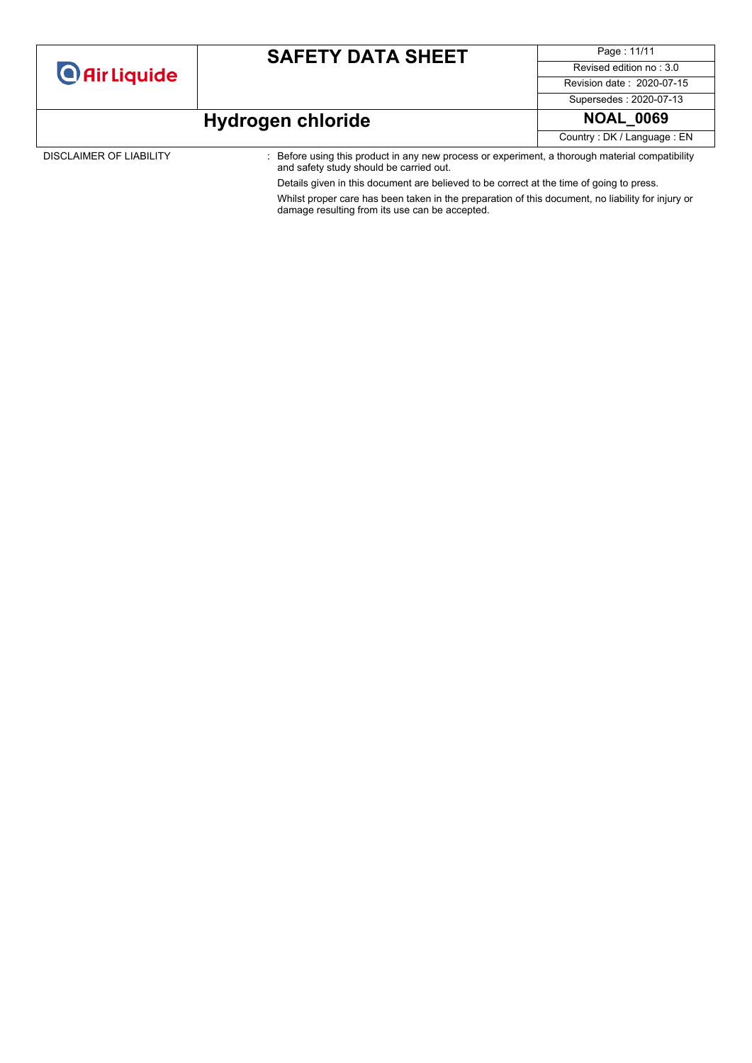| | |
|---|---|
| DISCLAIMER OF LIABILITY | : Before using this product in any new process or experiment, a thorough material compatibility and safety study should be carried out. |
| | Details given in this document are believed to be correct at the time of going to press. |
| | Whilst proper care has been taken in the preparation of this document, no liability for injury or damage resulting from its use can be accepted. |